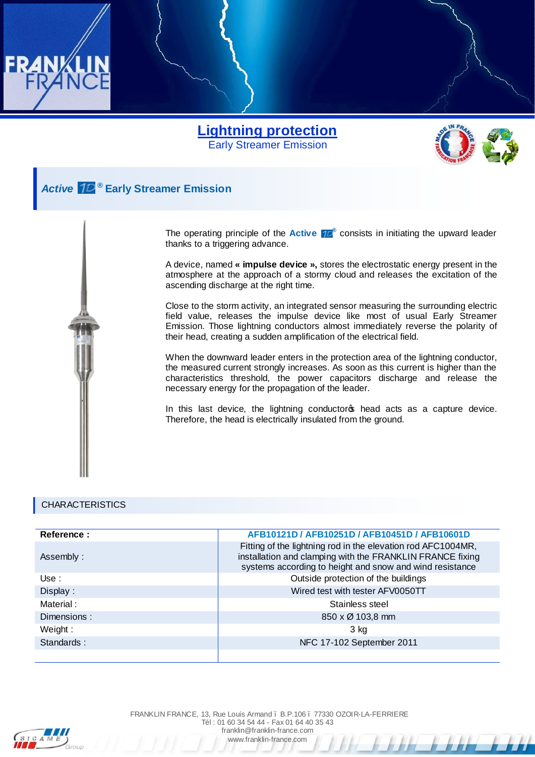# Lightning protection

Early Streamer Emission

## Active 1D® Early Streamer Emission

The operating principle of the **Active** 1D® consists in initiating the upward leader thanks to a triggering advance.

A device, named **« impulse device »,** stores the electrostatic energy present in the atmosphere at the approach of a stormy cloud and releases the excitation of the ascending discharge at the right time.

Close to the storm activity, an integrated sensor measuring the surrounding electric field value, releases the impulse device like most of usual Early Streamer Emission. Those lightning conductors almost immediately reverse the polarity of their head, creating a sudden amplification of the electrical field.

When the downward leader enters in the protection area of the lightning conductor, the measured current strongly increases. As soon as this current is higher than the characteristics threshold, the power capacitors discharge and release the necessary energy for the propagation of the leader.

In this last device, the lightning conductor's head acts as a capture device. Therefore, the head is electrically insulated from the ground.

## CHARACTERISTICS

| **Reference :** | **AFB10121D / AFB10251D / AFB10451D / AFB10601D** |
|---|---|
| Assembly : | Fitting of the lightning rod in the elevation rod AFC1004MR, installation and clamping with the FRANKLIN FRANCE fixing systems according to height and snow and wind resistance |
| Use : | Outside protection of the buildings |
| Display : | Wired test with tester AFV0050TT |
| Material : | Stainless steel |
| Dimensions : | 850 x Ø 103,8 mm |
| Weight : | 3 kg |
| Standards : | NFC 17-102 September 2011 |

FRANKLIN FRANCE, 13, Rue Louis Armand – B.P.106 – 77330 OZOIR-LA-FERRIERE
Tél : 01 60 34 54 44 - Fax 01 64 40 35 43
franklin@franklin-france.com
www.franklin-france.com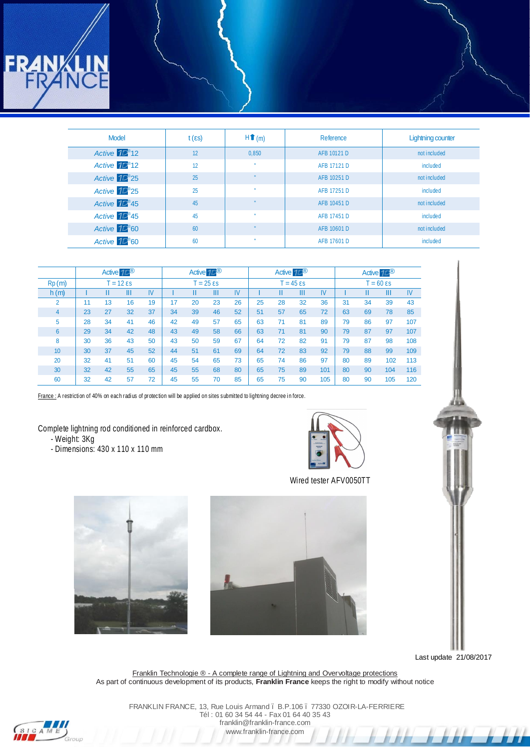| Model | t (εs) | H (m) | Reference | Lightning counter |
|---|---|---|---|---|
| Active 1D®12 | 12 | 0,850 | AFB 10121 D | not included |
| Active 1D®12 | 12 | " | AFB 17121 D | included |
| Active 1D®25 | 25 | " | AFB 10251 D | not included |
| Active 1D®25 | 25 | " | AFB 17251 D | included |
| Active 1D®45 | 45 | " | AFB 10451 D | not included |
| Active 1D®45 | 45 | " | AFB 17451 D | included |
| Active 1D®60 | 60 | " | AFB 10601 D | not included |
| Active 1D®60 | 60 | " | AFB 17601 D | included |

| | Active 1D® | | | | Active 1D® | | | | Active 1D® | | | | Active 1D® | | | |
|---|---|---|---|---|---|---|---|---|---|---|---|---|---|---|---|---|
| Rp (m) | T = 12 εs | | | | T = 25 εs | | | | T = 45 εs | | | | T = 60 εs | | | |
| h (m) | I | II | III | IV | I | II | III | IV | I | II | III | IV | I | II | III | IV |
| 2 | 11 | 13 | 16 | 19 | 17 | 20 | 23 | 26 | 25 | 28 | 32 | 36 | 31 | 34 | 39 | 43 |
| 4 | 23 | 27 | 32 | 37 | 34 | 39 | 46 | 52 | 51 | 57 | 65 | 72 | 63 | 69 | 78 | 85 |
| 5 | 28 | 34 | 41 | 46 | 42 | 49 | 57 | 65 | 63 | 71 | 81 | 89 | 79 | 86 | 97 | 107 |
| 6 | 29 | 34 | 42 | 48 | 43 | 49 | 58 | 66 | 63 | 71 | 81 | 90 | 79 | 87 | 97 | 107 |
| 8 | 30 | 36 | 43 | 50 | 43 | 50 | 59 | 67 | 64 | 72 | 82 | 91 | 79 | 87 | 98 | 108 |
| 10 | 30 | 37 | 45 | 52 | 44 | 51 | 61 | 69 | 64 | 72 | 83 | 92 | 79 | 88 | 99 | 109 |
| 20 | 32 | 41 | 51 | 60 | 45 | 54 | 65 | 73 | 65 | 74 | 86 | 97 | 80 | 89 | 102 | 113 |
| 30 | 32 | 42 | 55 | 65 | 45 | 55 | 68 | 80 | 65 | 75 | 89 | 101 | 80 | 90 | 104 | 116 |
| 60 | 32 | 42 | 57 | 72 | 45 | 55 | 70 | 85 | 65 | 75 | 90 | 105 | 80 | 90 | 105 | 120 |

France : A restriction of 40% on each radius of protection will be applied on sites submitted to lightning decree in force.

Complete lightning rod conditioned in reinforced cardbox.

- Weight: 3Kg
- Dimensions: 430 x 110 x 110 mm

Wired tester AFV0050TT

Last update 21/08/2017

Franklin Technologie ® - A complete range of Lightning and Overvoltage protections

As part of continuous development of its products, **Franklin France** keeps the right to modify without notice

FRANKLIN FRANCE, 13, Rue Louis Armand – B.P.106 – 77330 OZOIR-LA-FERRIERE
Tél : 01 60 34 54 44 - Fax 01 64 40 35 43
franklin@franklin-france.com
www.franklin-france.com